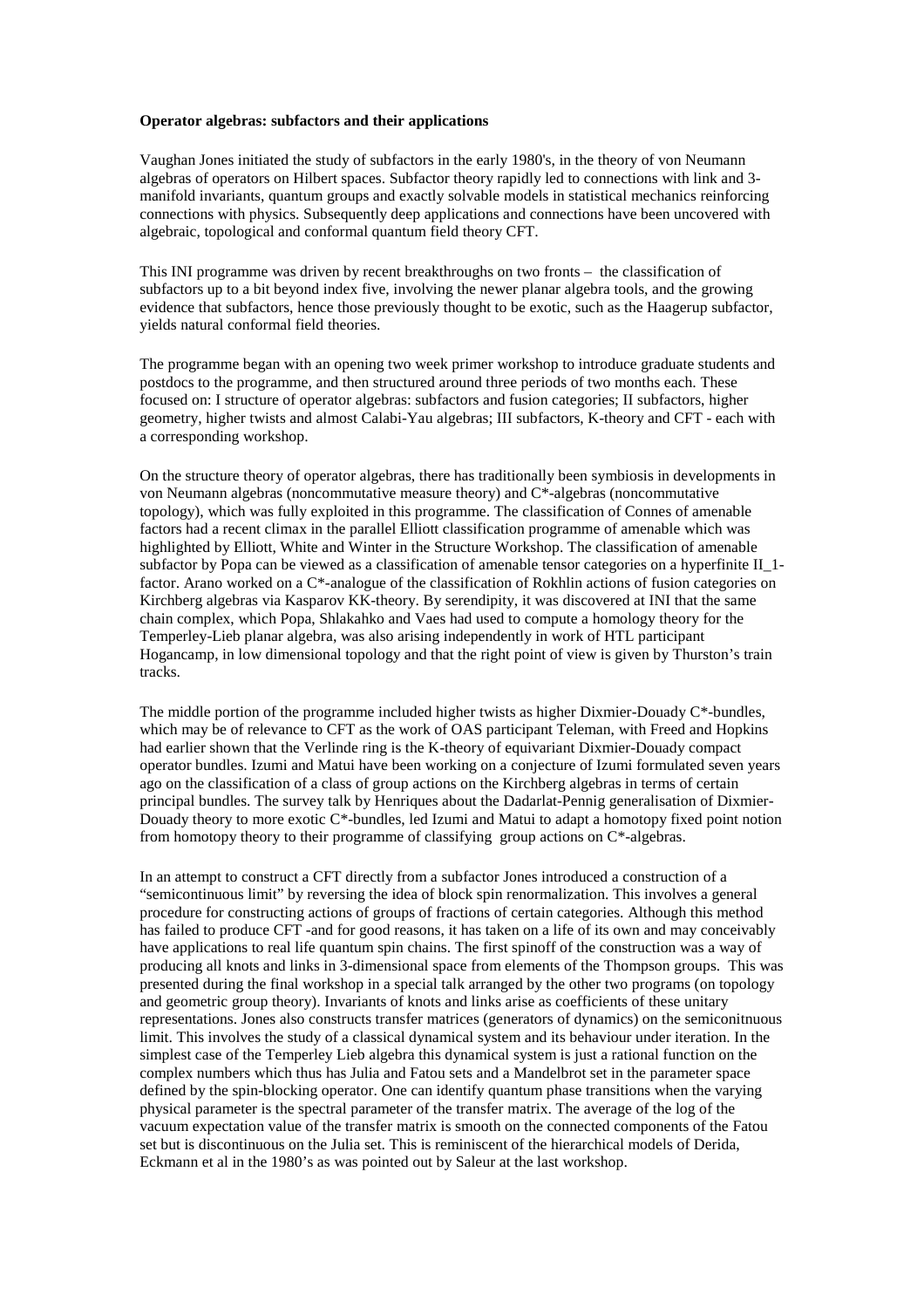**Operator algebras: subfactors and their applications**

Vaughan Jones initiated the study of subfactors in the early 1980's, in the theory of von Neumann algebras of operators on Hilbert spaces. Subfactor theory rapidly led to connections with link and 3-manifold invariants, quantum groups and exactly solvable models in statistical mechanics reinforcing connections with physics. Subsequently deep applications and connections have been uncovered with algebraic, topological and conformal quantum field theory CFT.

This INI programme was driven by recent breakthroughs on two fronts – the classification of subfactors up to a bit beyond index five, involving the newer planar algebra tools, and the growing evidence that subfactors, hence those previously thought to be exotic, such as the Haagerup subfactor, yields natural conformal field theories.

The programme began with an opening two week primer workshop to introduce graduate students and postdocs to the programme, and then structured around three periods of two months each. These focused on: I structure of operator algebras: subfactors and fusion categories; II subfactors, higher geometry, higher twists and almost Calabi-Yau algebras; III subfactors, K-theory and CFT - each with a corresponding workshop.

On the structure theory of operator algebras, there has traditionally been symbiosis in developments in von Neumann algebras (noncommutative measure theory) and C*-algebras (noncommutative topology), which was fully exploited in this programme. The classification of Connes of amenable factors had a recent climax in the parallel Elliott classification programme of amenable which was highlighted by Elliott, White and Winter in the Structure Workshop. The classification of amenable subfactor by Popa can be viewed as a classification of amenable tensor categories on a hyperfinite II_1-factor. Arano worked on a C*-analogue of the classification of Rokhlin actions of fusion categories on Kirchberg algebras via Kasparov KK-theory. By serendipity, it was discovered at INI that the same chain complex, which Popa, Shlakahko and Vaes had used to compute a homology theory for the Temperley-Lieb planar algebra, was also arising independently in work of HTL participant Hogancamp, in low dimensional topology and that the right point of view is given by Thurston's train tracks.

The middle portion of the programme included higher twists as higher Dixmier-Douady C*-bundles, which may be of relevance to CFT as the work of OAS participant Teleman, with Freed and Hopkins had earlier shown that the Verlinde ring is the K-theory of equivariant Dixmier-Douady compact operator bundles. Izumi and Matui have been working on a conjecture of Izumi formulated seven years ago on the classification of a class of group actions on the Kirchberg algebras in terms of certain principal bundles. The survey talk by Henriques about the Dadarlat-Pennig generalisation of Dixmier-Douady theory to more exotic C*-bundles, led Izumi and Matui to adapt a homotopy fixed point notion from homotopy theory to their programme of classifying group actions on C*-algebras.

In an attempt to construct a CFT directly from a subfactor Jones introduced a construction of a "semicontinuous limit" by reversing the idea of block spin renormalization. This involves a general procedure for constructing actions of groups of fractions of certain categories. Although this method has failed to produce CFT -and for good reasons, it has taken on a life of its own and may conceivably have applications to real life quantum spin chains. The first spinoff of the construction was a way of producing all knots and links in 3-dimensional space from elements of the Thompson groups. This was presented during the final workshop in a special talk arranged by the other two programs (on topology and geometric group theory). Invariants of knots and links arise as coefficients of these unitary representations. Jones also constructs transfer matrices (generators of dynamics) on the semiconitnuous limit. This involves the study of a classical dynamical system and its behaviour under iteration. In the simplest case of the Temperley Lieb algebra this dynamical system is just a rational function on the complex numbers which thus has Julia and Fatou sets and a Mandelbrot set in the parameter space defined by the spin-blocking operator. One can identify quantum phase transitions when the varying physical parameter is the spectral parameter of the transfer matrix. The average of the log of the vacuum expectation value of the transfer matrix is smooth on the connected components of the Fatou set but is discontinuous on the Julia set. This is reminiscent of the hierarchical models of Derida, Eckmann et al in the 1980's as was pointed out by Saleur at the last workshop.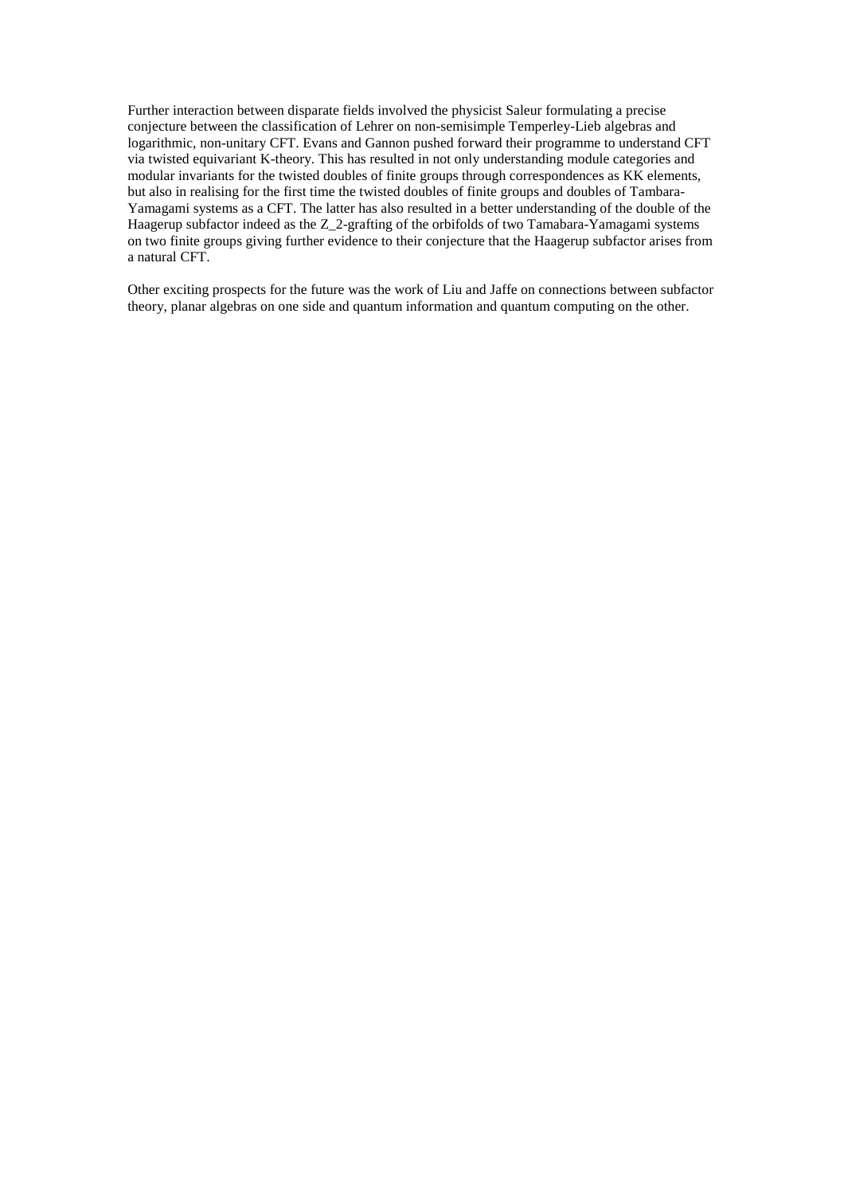Further interaction between disparate fields involved the physicist Saleur formulating a precise conjecture between the classification of Lehrer on non-semisimple Temperley-Lieb algebras and logarithmic, non-unitary CFT. Evans and Gannon pushed forward their programme to understand CFT via twisted equivariant K-theory. This has resulted in not only understanding module categories and modular invariants for the twisted doubles of finite groups through correspondences as KK elements, but also in realising for the first time the twisted doubles of finite groups and doubles of Tambara-Yamagami systems as a CFT. The latter has also resulted in a better understanding of the double of the Haagerup subfactor indeed as the $Z_2$-grafting of the orbifolds of two Tamabara-Yamagami systems on two finite groups giving further evidence to their conjecture that the Haagerup subfactor arises from a natural CFT.

Other exciting prospects for the future was the work of Liu and Jaffe on connections between subfactor theory, planar algebras on one side and quantum information and quantum computing on the other.